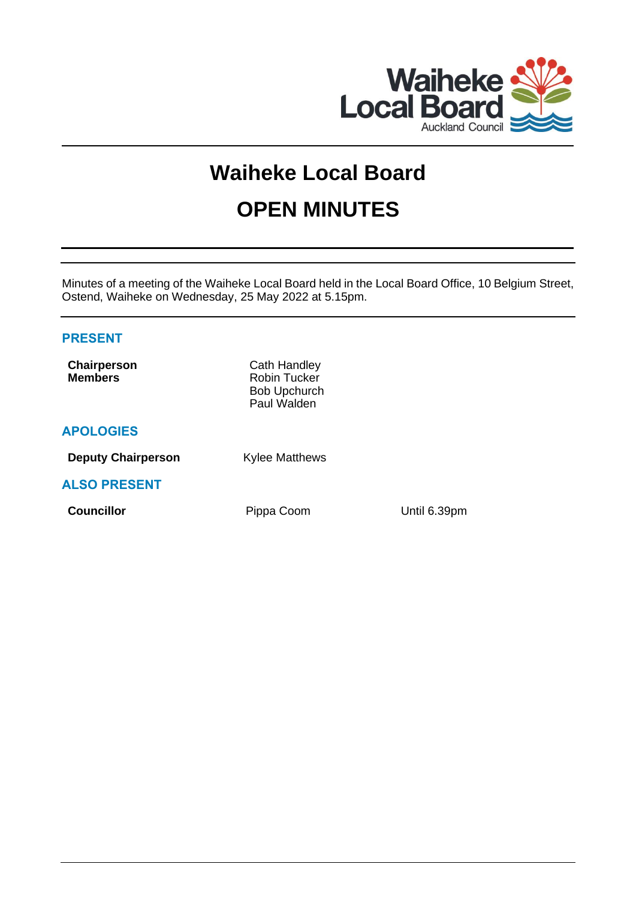# Waiheke Local Board

# OPEN MINUTES

Minutes of a meeting of the Waiheke Local Board held in the Local Board Office, 10 Belgium Street, Ostend, Waiheke on Wednesday, 25 May 2022 at 5.15pm.

## PRESENT

| | |
|---|---|
| **Chairperson** | Cath Handley |
| **Members** | Robin Tucker |
| | Bob Upchurch |
| | Paul Walden |

## APOLOGIES

| | |
|---|---|
| **Deputy Chairperson** | Kylee Matthews |

## ALSO PRESENT

| | | |
|---|---|---|
| **Councillor** | Pippa Coom | Until 6.39pm |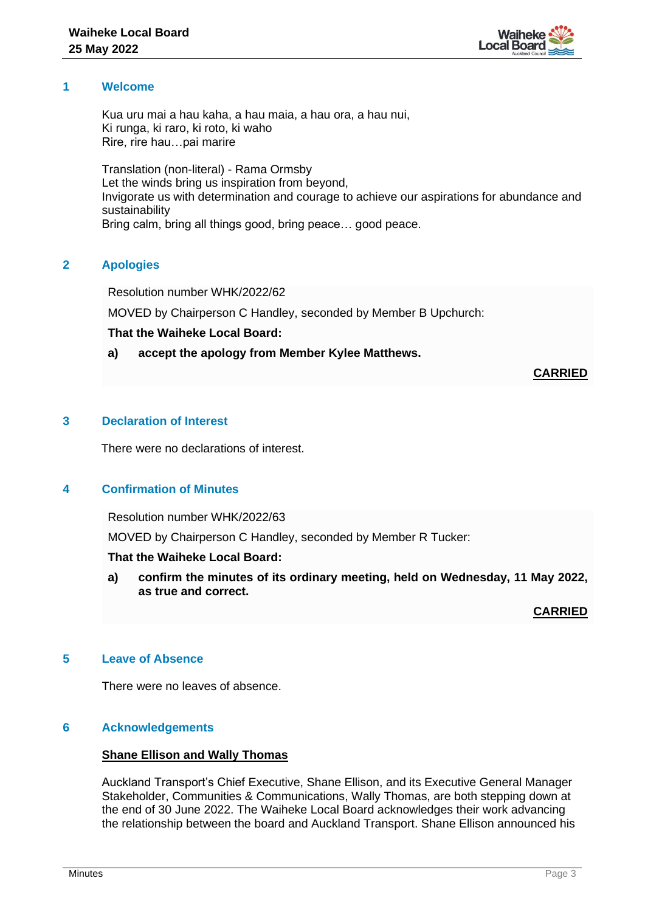## 1 Welcome

Kua uru mai a hau kaha, a hau maia, a hau ora, a hau nui,
Ki runga, ki raro, ki roto, ki waho
Rire, rire hau…pai marire

Translation (non-literal) - Rama Ormsby
Let the winds bring us inspiration from beyond,
Invigorate us with determination and courage to achieve our aspirations for abundance and sustainability
Bring calm, bring all things good, bring peace… good peace.

## 2 Apologies

Resolution number WHK/2022/62

MOVED by Chairperson C Handley, seconded by Member B Upchurch:

**That the Waiheke Local Board:**

**a) accept the apology from Member Kylee Matthews.**

**CARRIED**

## 3 Declaration of Interest

There were no declarations of interest.

## 4 Confirmation of Minutes

Resolution number WHK/2022/63

MOVED by Chairperson C Handley, seconded by Member R Tucker:

**That the Waiheke Local Board:**

**a) confirm the minutes of its ordinary meeting, held on Wednesday, 11 May 2022, as true and correct.**

**CARRIED**

## 5 Leave of Absence

There were no leaves of absence.

## 6 Acknowledgements

**Shane Ellison and Wally Thomas**

Auckland Transport's Chief Executive, Shane Ellison, and its Executive General Manager Stakeholder, Communities & Communications, Wally Thomas, are both stepping down at the end of 30 June 2022. The Waiheke Local Board acknowledges their work advancing the relationship between the board and Auckland Transport. Shane Ellison announced his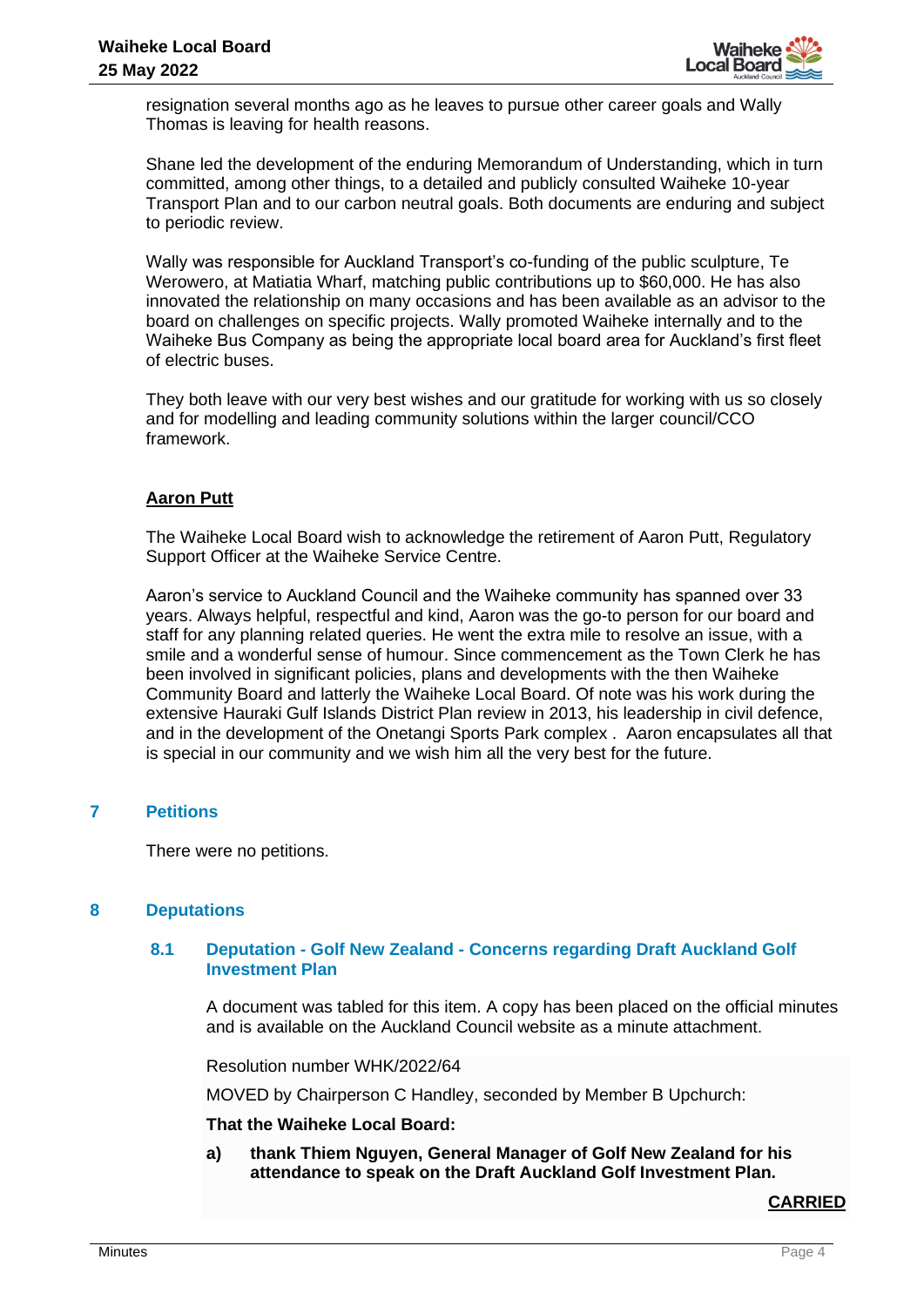resignation several months ago as he leaves to pursue other career goals and Wally Thomas is leaving for health reasons.

Shane led the development of the enduring Memorandum of Understanding, which in turn committed, among other things, to a detailed and publicly consulted Waiheke 10-year Transport Plan and to our carbon neutral goals. Both documents are enduring and subject to periodic review.

Wally was responsible for Auckland Transport's co-funding of the public sculpture, Te Werowero, at Matiatia Wharf, matching public contributions up to $60,000. He has also innovated the relationship on many occasions and has been available as an advisor to the board on challenges on specific projects. Wally promoted Waiheke internally and to the Waiheke Bus Company as being the appropriate local board area for Auckland's first fleet of electric buses.

They both leave with our very best wishes and our gratitude for working with us so closely and for modelling and leading community solutions within the larger council/CCO framework.

**Aaron Putt**

The Waiheke Local Board wish to acknowledge the retirement of Aaron Putt, Regulatory Support Officer at the Waiheke Service Centre.

Aaron's service to Auckland Council and the Waiheke community has spanned over 33 years. Always helpful, respectful and kind, Aaron was the go-to person for our board and staff for any planning related queries. He went the extra mile to resolve an issue, with a smile and a wonderful sense of humour. Since commencement as the Town Clerk he has been involved in significant policies, plans and developments with the then Waiheke Community Board and latterly the Waiheke Local Board. Of note was his work during the extensive Hauraki Gulf Islands District Plan review in 2013, his leadership in civil defence, and in the development of the Onetangi Sports Park complex . Aaron encapsulates all that is special in our community and we wish him all the very best for the future.

## 7 Petitions

There were no petitions.

## 8 Deputations

### 8.1 Deputation - Golf New Zealand - Concerns regarding Draft Auckland Golf Investment Plan

A document was tabled for this item. A copy has been placed on the official minutes and is available on the Auckland Council website as a minute attachment.

Resolution number WHK/2022/64

MOVED by Chairperson C Handley, seconded by Member B Upchurch:

**That the Waiheke Local Board:**

**a) thank Thiem Nguyen, General Manager of Golf New Zealand for his attendance to speak on the Draft Auckland Golf Investment Plan.**

**CARRIED**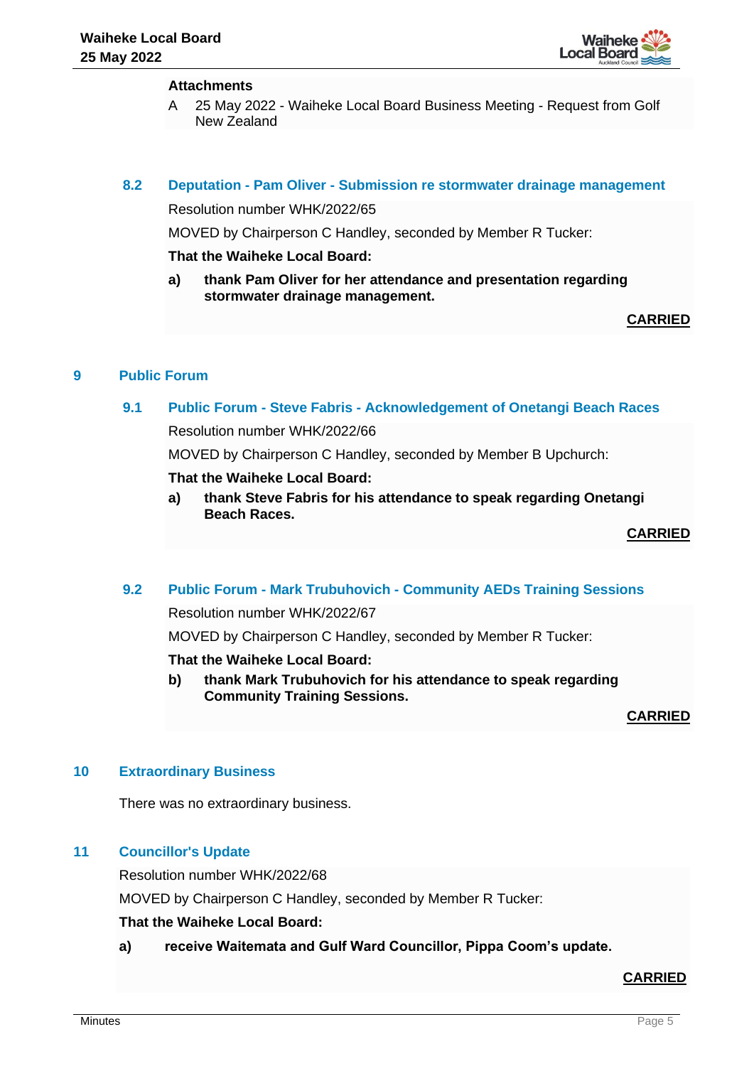**Attachments**

A 25 May 2022 - Waiheke Local Board Business Meeting - Request from Golf New Zealand

### 8.2 Deputation - Pam Oliver - Submission re stormwater drainage management

Resolution number WHK/2022/65

MOVED by Chairperson C Handley, seconded by Member R Tucker:

**That the Waiheke Local Board:**

**a) thank Pam Oliver for her attendance and presentation regarding stormwater drainage management.**

**CARRIED**

## 9 Public Forum

### 9.1 Public Forum - Steve Fabris - Acknowledgement of Onetangi Beach Races

Resolution number WHK/2022/66

MOVED by Chairperson C Handley, seconded by Member B Upchurch:

**That the Waiheke Local Board:**

**a) thank Steve Fabris for his attendance to speak regarding Onetangi Beach Races.**

**CARRIED**

### 9.2 Public Forum - Mark Trubuhovich - Community AEDs Training Sessions

Resolution number WHK/2022/67

MOVED by Chairperson C Handley, seconded by Member R Tucker:

**That the Waiheke Local Board:**

**b) thank Mark Trubuhovich for his attendance to speak regarding Community Training Sessions.**

**CARRIED**

## 10 Extraordinary Business

There was no extraordinary business.

## 11 Councillor's Update

Resolution number WHK/2022/68

MOVED by Chairperson C Handley, seconded by Member R Tucker:

**That the Waiheke Local Board:**

**a) receive Waitemata and Gulf Ward Councillor, Pippa Coom's update.**

**CARRIED**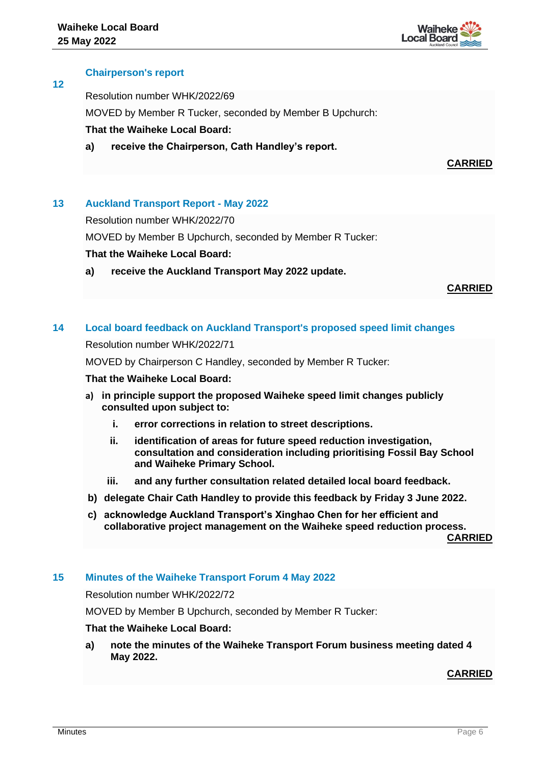## 12 Chairperson's report

Resolution number WHK/2022/69

MOVED by Member R Tucker, seconded by Member B Upchurch:

**That the Waiheke Local Board:**

**a) receive the Chairperson, Cath Handley's report.**

**CARRIED**

## 13 Auckland Transport Report - May 2022

Resolution number WHK/2022/70

MOVED by Member B Upchurch, seconded by Member R Tucker:

**That the Waiheke Local Board:**

**a) receive the Auckland Transport May 2022 update.**

**CARRIED**

## 14 Local board feedback on Auckland Transport's proposed speed limit changes

Resolution number WHK/2022/71

MOVED by Chairperson C Handley, seconded by Member R Tucker:

**That the Waiheke Local Board:**

**a) in principle support the proposed Waiheke speed limit changes publicly consulted upon subject to:**

**i. error corrections in relation to street descriptions.**

**ii. identification of areas for future speed reduction investigation, consultation and consideration including prioritising Fossil Bay School and Waiheke Primary School.**

**iii. and any further consultation related detailed local board feedback.**

**b) delegate Chair Cath Handley to provide this feedback by Friday 3 June 2022.**

**c) acknowledge Auckland Transport's Xinghao Chen for her efficient and collaborative project management on the Waiheke speed reduction process.**

**CARRIED**

## 15 Minutes of the Waiheke Transport Forum 4 May 2022

Resolution number WHK/2022/72

MOVED by Member B Upchurch, seconded by Member R Tucker:

**That the Waiheke Local Board:**

**a) note the minutes of the Waiheke Transport Forum business meeting dated 4 May 2022.**

**CARRIED**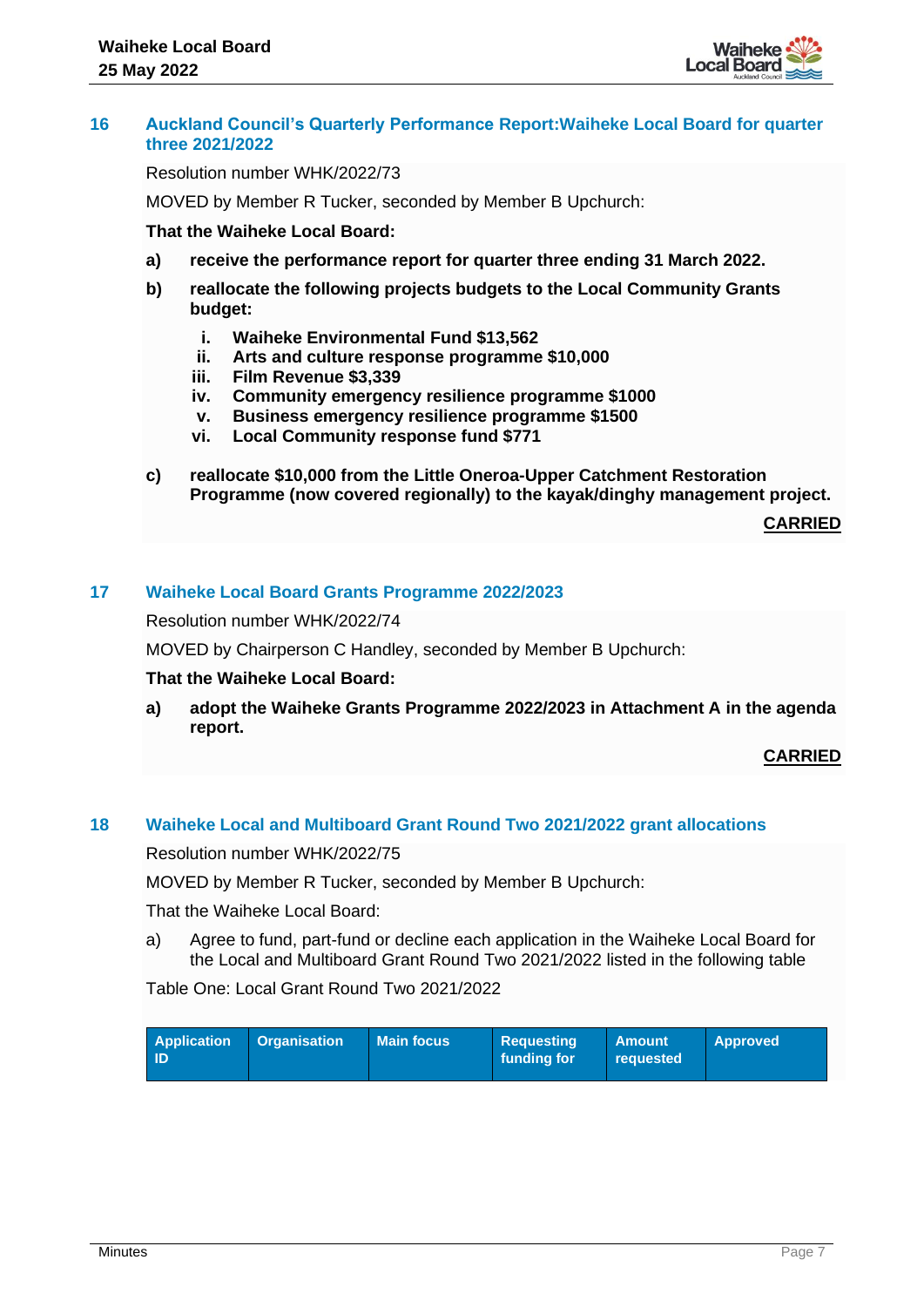## 16 Auckland Council's Quarterly Performance Report:Waiheke Local Board for quarter three 2021/2022

Resolution number WHK/2022/73

MOVED by Member R Tucker, seconded by Member B Upchurch:

**That the Waiheke Local Board:**

**a) receive the performance report for quarter three ending 31 March 2022.**

**b) reallocate the following projects budgets to the Local Community Grants budget:**

**i. Waiheke Environmental Fund $13,562**
**ii. Arts and culture response programme $10,000**
**iii. Film Revenue $3,339**
**iv. Community emergency resilience programme $1000**
**v. Business emergency resilience programme $1500**
**vi. Local Community response fund $771**

**c) reallocate $10,000 from the Little Oneroa-Upper Catchment Restoration Programme (now covered regionally) to the kayak/dinghy management project.**

**CARRIED**

## 17 Waiheke Local Board Grants Programme 2022/2023

Resolution number WHK/2022/74

MOVED by Chairperson C Handley, seconded by Member B Upchurch:

**That the Waiheke Local Board:**

**a) adopt the Waiheke Grants Programme 2022/2023 in Attachment A in the agenda report.**

**CARRIED**

## 18 Waiheke Local and Multiboard Grant Round Two 2021/2022 grant allocations

Resolution number WHK/2022/75

MOVED by Member R Tucker, seconded by Member B Upchurch:

That the Waiheke Local Board:

a) Agree to fund, part-fund or decline each application in the Waiheke Local Board for the Local and Multiboard Grant Round Two 2021/2022 listed in the following table

Table One: Local Grant Round Two 2021/2022

| Application ID | Organisation | Main focus | Requesting funding for | Amount requested | Approved |
|---|---|---|---|---|---|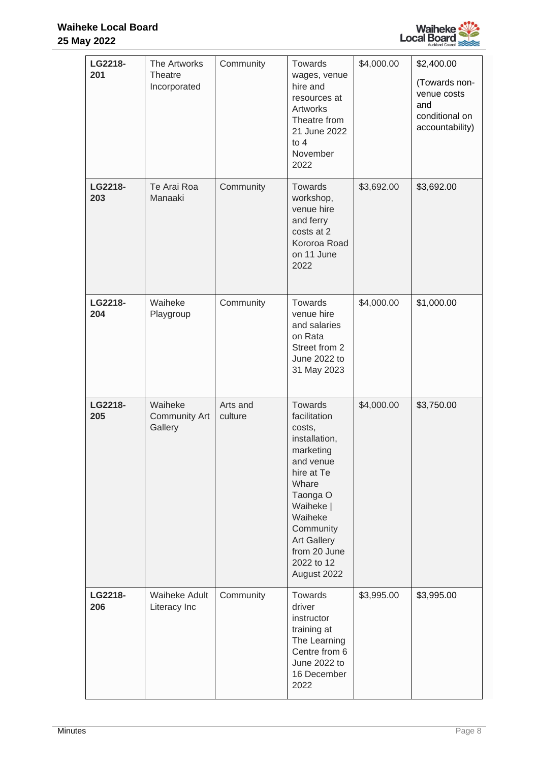| | | | | | |
|---|---|---|---|---|---|
| **LG2218-201** | The Artworks Theatre Incorporated | Community | Towards wages, venue hire and resources at Artworks Theatre from 21 June 2022 to 4 November 2022 | $4,000.00 | $2,400.00 (Towards non-venue costs and conditional on accountability) |
| **LG2218-203** | Te Arai Roa Manaaki | Community | Towards workshop, venue hire and ferry costs at 2 Kororoa Road on 11 June 2022 | $3,692.00 | $3,692.00 |
| **LG2218-204** | Waiheke Playgroup | Community | Towards venue hire and salaries on Rata Street from 2 June 2022 to 31 May 2023 | $4,000.00 | $1,000.00 |
| **LG2218-205** | Waiheke Community Art Gallery | Arts and culture | Towards facilitation costs, installation, marketing and venue hire at Te Whare Taonga O Waiheke \| Waiheke Community Art Gallery from 20 June 2022 to 12 August 2022 | $4,000.00 | $3,750.00 |
| **LG2218-206** | Waiheke Adult Literacy Inc | Community | Towards driver instructor training at The Learning Centre from 6 June 2022 to 16 December 2022 | $3,995.00 | $3,995.00 |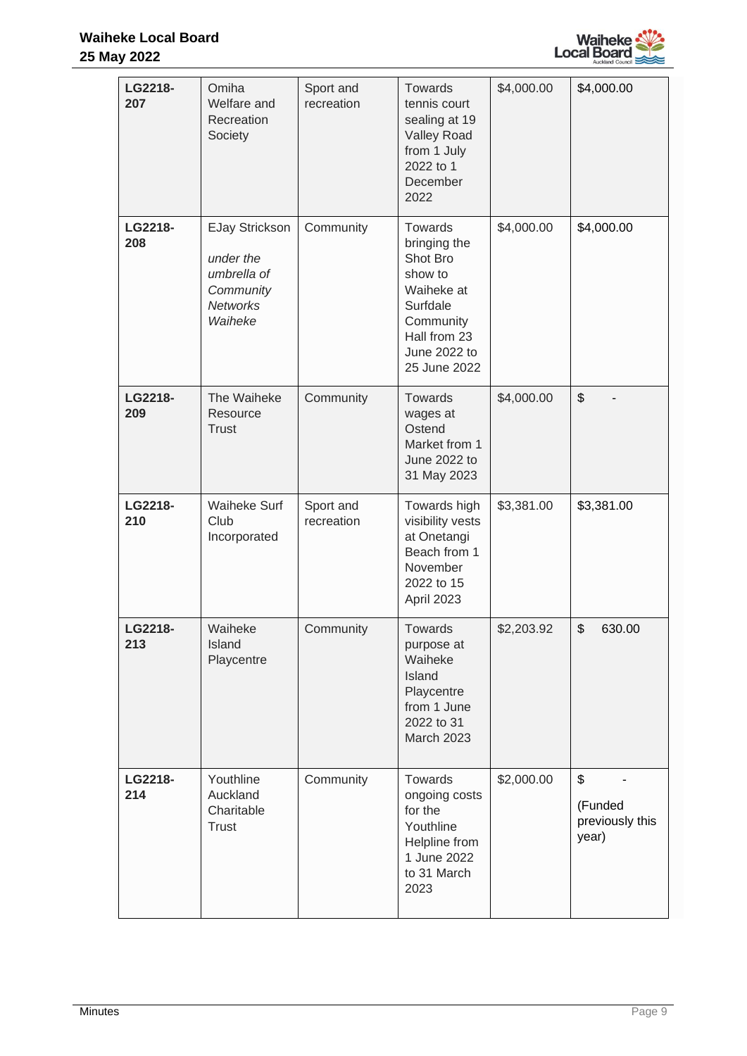| | | | | | |
|---|---|---|---|---|---|
| **LG2218-207** | Omiha Welfare and Recreation Society | Sport and recreation | Towards tennis court sealing at 19 Valley Road from 1 July 2022 to 1 December 2022 | $4,000.00 | $4,000.00 |
| **LG2218-208** | EJay Strickson *under the umbrella of Community Networks Waiheke* | Community | Towards bringing the Shot Bro show to Waiheke at Surfdale Community Hall from 23 June 2022 to 25 June 2022 | $4,000.00 | $4,000.00 |
| **LG2218-209** | The Waiheke Resource Trust | Community | Towards wages at Ostend Market from 1 June 2022 to 31 May 2023 | $4,000.00 | $ - |
| **LG2218-210** | Waiheke Surf Club Incorporated | Sport and recreation | Towards high visibility vests at Onetangi Beach from 1 November 2022 to 15 April 2023 | $3,381.00 | $3,381.00 |
| **LG2218-213** | Waiheke Island Playcentre | Community | Towards purpose at Waiheke Island Playcentre from 1 June 2022 to 31 March 2023 | $2,203.92 | $ 630.00 |
| **LG2218-214** | Youthline Auckland Charitable Trust | Community | Towards ongoing costs for the Youthline Helpline from 1 June 2022 to 31 March 2023 | $2,000.00 | $ - (Funded previously this year) |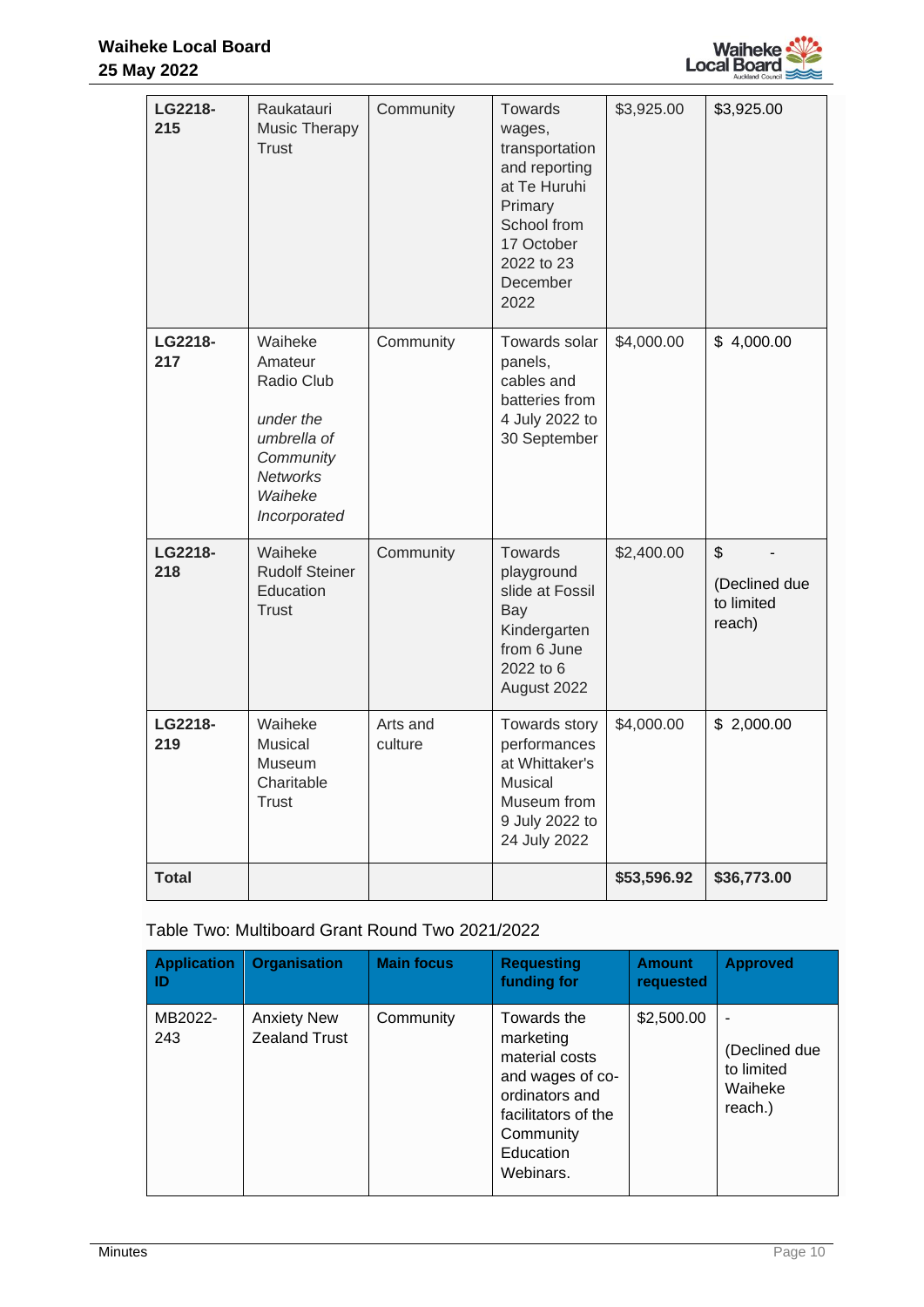| | | | | | |
|---|---|---|---|---|---|
| **LG2218-215** | Raukatauri Music Therapy Trust | Community | Towards wages, transportation and reporting at Te Huruhi Primary School from 17 October 2022 to 23 December 2022 | $3,925.00 | $3,925.00 |
| **LG2218-217** | Waiheke Amateur Radio Club *under the umbrella of Community Networks Waiheke Incorporated* | Community | Towards solar panels, cables and batteries from 4 July 2022 to 30 September | $4,000.00 | $ 4,000.00 |
| **LG2218-218** | Waiheke Rudolf Steiner Education Trust | Community | Towards playground slide at Fossil Bay Kindergarten from 6 June 2022 to 6 August 2022 | $2,400.00 | $ - (Declined due to limited reach) |
| **LG2218-219** | Waiheke Musical Museum Charitable Trust | Arts and culture | Towards story performances at Whittaker's Musical Museum from 9 July 2022 to 24 July 2022 | $4,000.00 | $ 2,000.00 |
| **Total** | | | | **$53,596.92** | **$36,773.00** |

Table Two: Multiboard Grant Round Two 2021/2022

| Application ID | Organisation | Main focus | Requesting funding for | Amount requested | Approved |
|---|---|---|---|---|---|
| MB2022-243 | Anxiety New Zealand Trust | Community | Towards the marketing material costs and wages of co-ordinators and facilitators of the Community Education Webinars. | $2,500.00 | - (Declined due to limited Waiheke reach.) |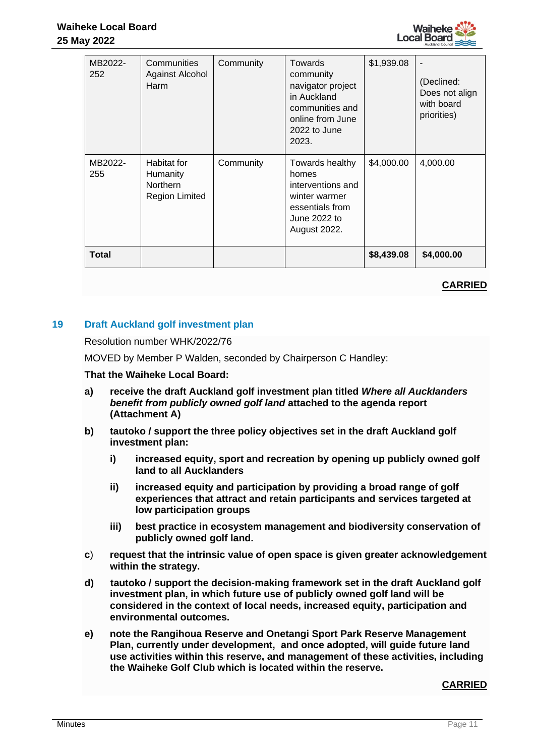| MB2022-252 | Communities Against Alcohol Harm | Community | Towards community navigator project in Auckland communities and online from June 2022 to June 2023. | $1,939.08 | - (Declined: Does not align with board priorities) |
|---|---|---|---|---|---|
| MB2022-255 | Habitat for Humanity Northern Region Limited | Community | Towards healthy homes interventions and winter warmer essentials from June 2022 to August 2022. | $4,000.00 | 4,000.00 |
| **Total** | | | | **$8,439.08** | **$4,000.00** |

**CARRIED**

## 19 Draft Auckland golf investment plan

Resolution number WHK/2022/76

MOVED by Member P Walden, seconded by Chairperson C Handley:

**That the Waiheke Local Board:**

**a) receive the draft Auckland golf investment plan titled *Where all Aucklanders benefit from publicly owned golf land* attached to the agenda report (Attachment A)**

**b) tautoko / support the three policy objectives set in the draft Auckland golf investment plan:**

**i) increased equity, sport and recreation by opening up publicly owned golf land to all Aucklanders**

**ii) increased equity and participation by providing a broad range of golf experiences that attract and retain participants and services targeted at low participation groups**

**iii) best practice in ecosystem management and biodiversity conservation of publicly owned golf land.**

**c) request that the intrinsic value of open space is given greater acknowledgement within the strategy.**

**d) tautoko / support the decision-making framework set in the draft Auckland golf investment plan, in which future use of publicly owned golf land will be considered in the context of local needs, increased equity, participation and environmental outcomes.**

**e) note the Rangihoua Reserve and Onetangi Sport Park Reserve Management Plan, currently under development, and once adopted, will guide future land use activities within this reserve, and management of these activities, including the Waiheke Golf Club which is located within the reserve.**

**CARRIED**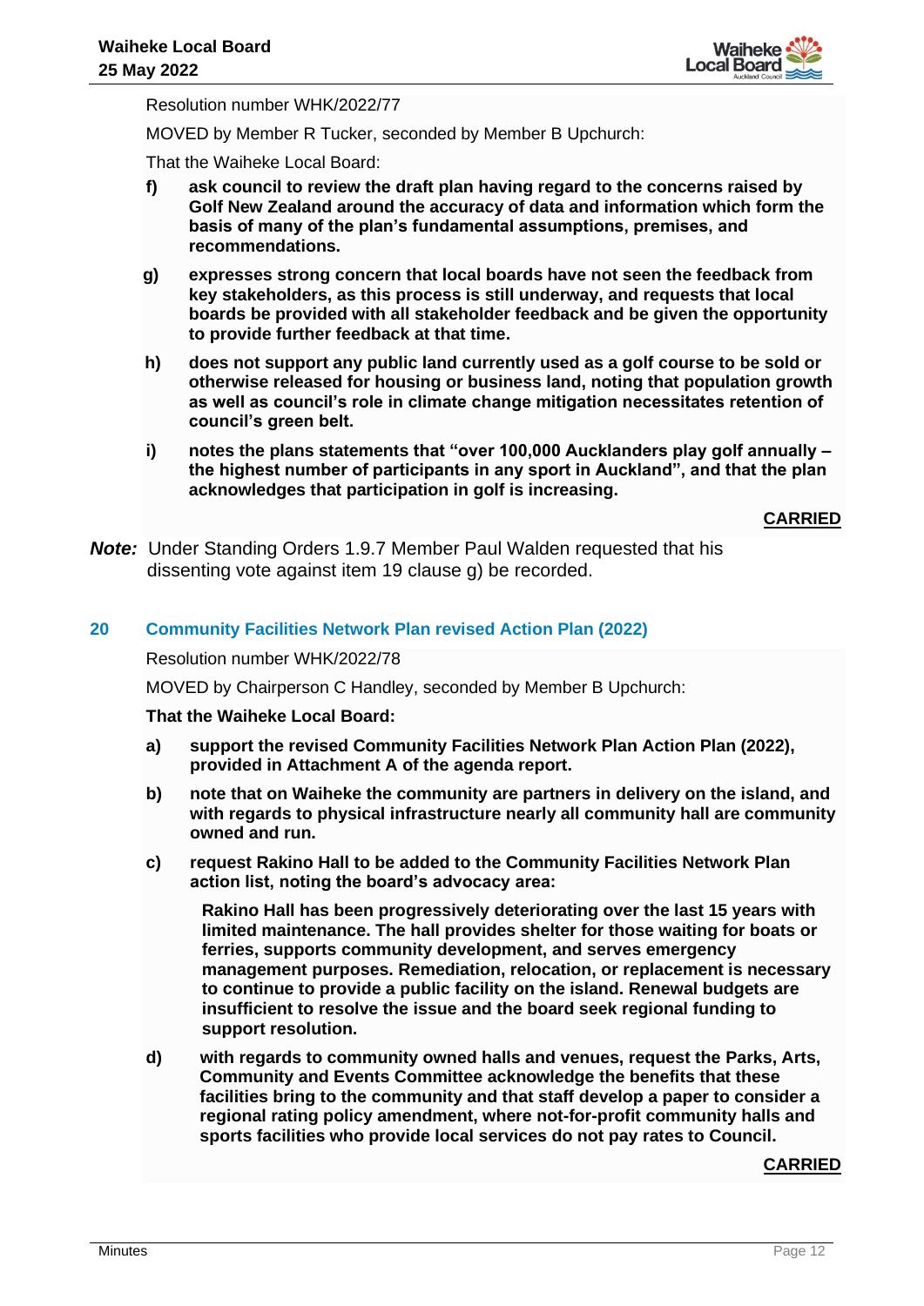Resolution number WHK/2022/77

MOVED by Member R Tucker, seconded by Member B Upchurch:

That the Waiheke Local Board:

- **f)** **ask council to review the draft plan having regard to the concerns raised by Golf New Zealand around the accuracy of data and information which form the basis of many of the plan's fundamental assumptions, premises, and recommendations.**
- **g)** **expresses strong concern that local boards have not seen the feedback from key stakeholders, as this process is still underway, and requests that local boards be provided with all stakeholder feedback and be given the opportunity to provide further feedback at that time.**
- **h)** **does not support any public land currently used as a golf course to be sold or otherwise released for housing or business land, noting that population growth as well as council's role in climate change mitigation necessitates retention of council's green belt.**
- **i)** **notes the plans statements that "over 100,000 Aucklanders play golf annually – the highest number of participants in any sport in Auckland", and that the plan acknowledges that participation in golf is increasing.**

**CARRIED**

***Note:*** Under Standing Orders 1.9.7 Member Paul Walden requested that his dissenting vote against item 19 clause g) be recorded.

## 20 Community Facilities Network Plan revised Action Plan (2022)

Resolution number WHK/2022/78

MOVED by Chairperson C Handley, seconded by Member B Upchurch:

**That the Waiheke Local Board:**

- **a)** **support the revised Community Facilities Network Plan Action Plan (2022), provided in Attachment A of the agenda report.**
- **b)** **note that on Waiheke the community are partners in delivery on the island, and with regards to physical infrastructure nearly all community hall are community owned and run.**
- **c)** **request Rakino Hall to be added to the Community Facilities Network Plan action list, noting the board's advocacy area:**

  **Rakino Hall has been progressively deteriorating over the last 15 years with limited maintenance. The hall provides shelter for those waiting for boats or ferries, supports community development, and serves emergency management purposes. Remediation, relocation, or replacement is necessary to continue to provide a public facility on the island. Renewal budgets are insufficient to resolve the issue and the board seek regional funding to support resolution.**
- **d)** **with regards to community owned halls and venues, request the Parks, Arts, Community and Events Committee acknowledge the benefits that these facilities bring to the community and that staff develop a paper to consider a regional rating policy amendment, where not-for-profit community halls and sports facilities who provide local services do not pay rates to Council.**

**CARRIED**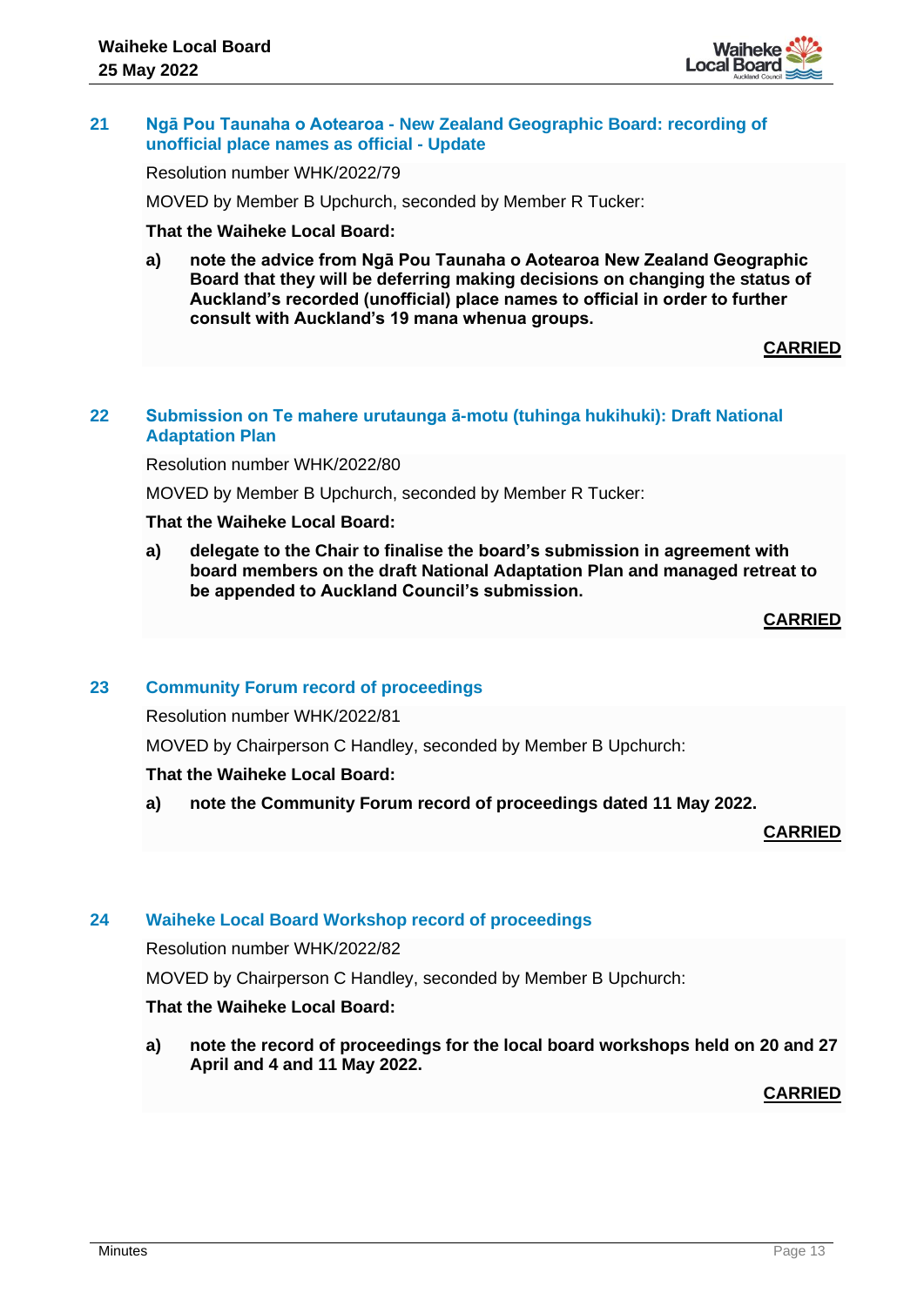## 21 Ngā Pou Taunaha o Aotearoa - New Zealand Geographic Board: recording of unofficial place names as official - Update

Resolution number WHK/2022/79

MOVED by Member B Upchurch, seconded by Member R Tucker:

**That the Waiheke Local Board:**

**a) note the advice from Ngā Pou Taunaha o Aotearoa New Zealand Geographic Board that they will be deferring making decisions on changing the status of Auckland's recorded (unofficial) place names to official in order to further consult with Auckland's 19 mana whenua groups.**

**CARRIED**

## 22 Submission on Te mahere urutaunga ā-motu (tuhinga hukihuki): Draft National Adaptation Plan

Resolution number WHK/2022/80

MOVED by Member B Upchurch, seconded by Member R Tucker:

**That the Waiheke Local Board:**

**a) delegate to the Chair to finalise the board's submission in agreement with board members on the draft National Adaptation Plan and managed retreat to be appended to Auckland Council's submission.**

**CARRIED**

## 23 Community Forum record of proceedings

Resolution number WHK/2022/81

MOVED by Chairperson C Handley, seconded by Member B Upchurch:

**That the Waiheke Local Board:**

**a) note the Community Forum record of proceedings dated 11 May 2022.**

**CARRIED**

## 24 Waiheke Local Board Workshop record of proceedings

Resolution number WHK/2022/82

MOVED by Chairperson C Handley, seconded by Member B Upchurch:

**That the Waiheke Local Board:**

**a) note the record of proceedings for the local board workshops held on 20 and 27 April and 4 and 11 May 2022.**

**CARRIED**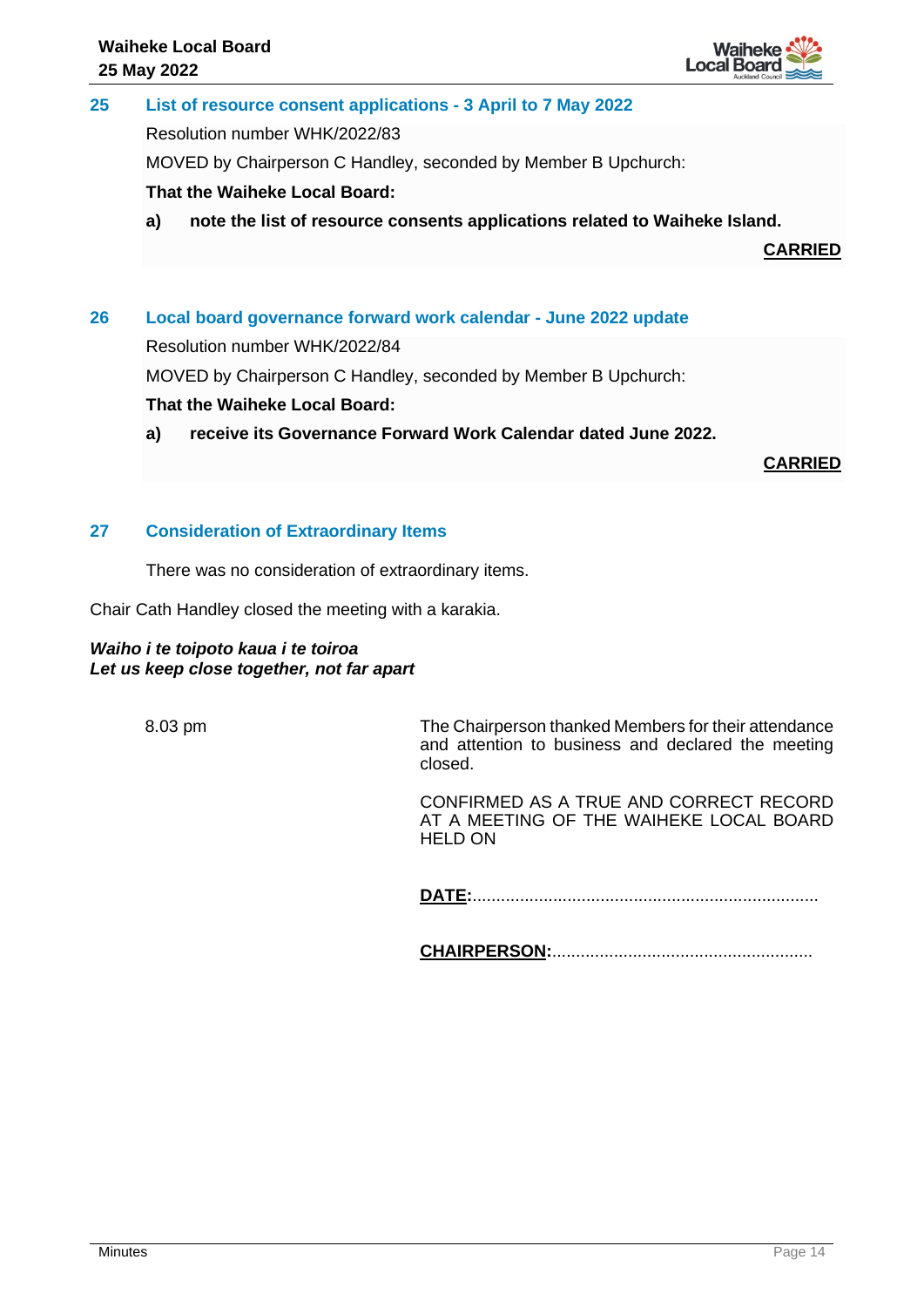## 25 List of resource consent applications - 3 April to 7 May 2022

Resolution number WHK/2022/83

MOVED by Chairperson C Handley, seconded by Member B Upchurch:

**That the Waiheke Local Board:**

**a) note the list of resource consents applications related to Waiheke Island.**

**CARRIED**

## 26 Local board governance forward work calendar - June 2022 update

Resolution number WHK/2022/84

MOVED by Chairperson C Handley, seconded by Member B Upchurch:

**That the Waiheke Local Board:**

**a) receive its Governance Forward Work Calendar dated June 2022.**

**CARRIED**

## 27 Consideration of Extraordinary Items

There was no consideration of extraordinary items.

Chair Cath Handley closed the meeting with a karakia.

***Waiho i te toipoto kaua i te toiroa***
***Let us keep close together, not far apart***

8.03 pm

The Chairperson thanked Members for their attendance and attention to business and declared the meeting closed.

CONFIRMED AS A TRUE AND CORRECT RECORD AT A MEETING OF THE WAIHEKE LOCAL BOARD HELD ON

**DATE:**.........................................................................

**CHAIRPERSON:**.......................................................